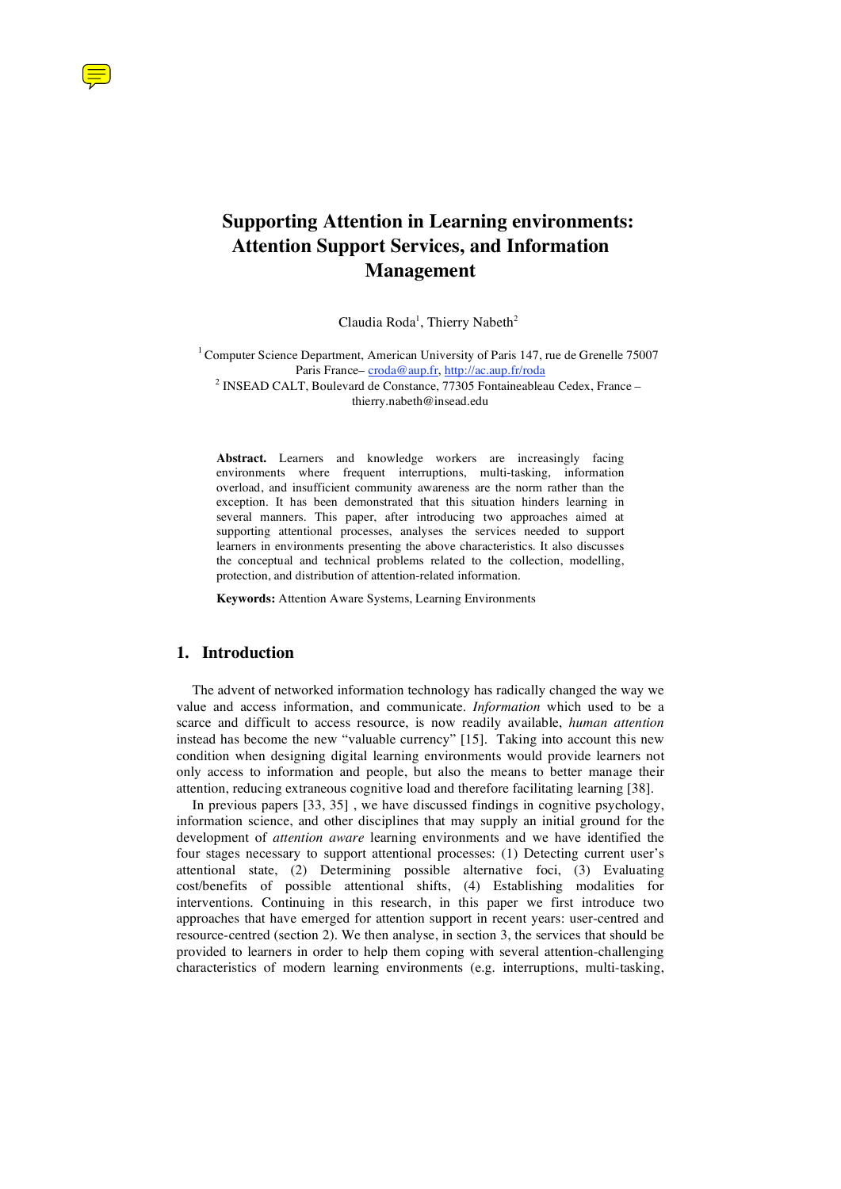# Supporting Attention in Learning environments: Attention Support Services, and Information Management

Claudia Roda[1], Thierry Nabeth[2]

[1] Computer Science Department, American University of Paris 147, rue de Grenelle 75007 Paris France– croda@aup.fr, http://ac.aup.fr/roda

[2] INSEAD CALT, Boulevard de Constance, 77305 Fontaineableau Cedex, France – thierry.nabeth@insead.edu

**Abstract.** Learners and knowledge workers are increasingly facing environments where frequent interruptions, multi-tasking, information overload, and insufficient community awareness are the norm rather than the exception. It has been demonstrated that this situation hinders learning in several manners. This paper, after introducing two approaches aimed at supporting attentional processes, analyses the services needed to support learners in environments presenting the above characteristics. It also discusses the conceptual and technical problems related to the collection, modelling, protection, and distribution of attention-related information.

**Keywords:** Attention Aware Systems, Learning Environments

## 1. Introduction

The advent of networked information technology has radically changed the way we value and access information, and communicate. *Information* which used to be a scarce and difficult to access resource, is now readily available, *human attention* instead has become the new "valuable currency" [15]. Taking into account this new condition when designing digital learning environments would provide learners not only access to information and people, but also the means to better manage their attention, reducing extraneous cognitive load and therefore facilitating learning [38].

In previous papers [33, 35] , we have discussed findings in cognitive psychology, information science, and other disciplines that may supply an initial ground for the development of *attention aware* learning environments and we have identified the four stages necessary to support attentional processes: (1) Detecting current user's attentional state, (2) Determining possible alternative foci, (3) Evaluating cost/benefits of possible attentional shifts, (4) Establishing modalities for interventions. Continuing in this research, in this paper we first introduce two approaches that have emerged for attention support in recent years: user-centred and resource-centred (section 2). We then analyse, in section 3, the services that should be provided to learners in order to help them coping with several attention-challenging characteristics of modern learning environments (e.g. interruptions, multi-tasking,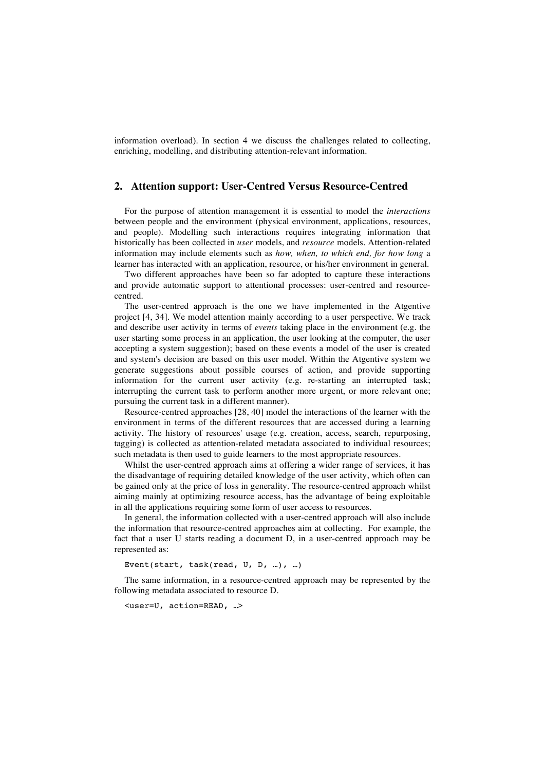information overload). In section 4 we discuss the challenges related to collecting, enriching, modelling, and distributing attention-relevant information.

## 2. Attention support: User-Centred Versus Resource-Centred

For the purpose of attention management it is essential to model the *interactions* between people and the environment (physical environment, applications, resources, and people). Modelling such interactions requires integrating information that historically has been collected in *user* models, and *resource* models. Attention-related information may include elements such as *how, when, to which end, for how long* a learner has interacted with an application, resource, or his/her environment in general.

Two different approaches have been so far adopted to capture these interactions and provide automatic support to attentional processes: user-centred and resource-centred.

The user-centred approach is the one we have implemented in the Atgentive project [4, 34]. We model attention mainly according to a user perspective. We track and describe user activity in terms of *events* taking place in the environment (e.g. the user starting some process in an application, the user looking at the computer, the user accepting a system suggestion); based on these events a model of the user is created and system's decision are based on this user model. Within the Atgentive system we generate suggestions about possible courses of action, and provide supporting information for the current user activity (e.g. re-starting an interrupted task; interrupting the current task to perform another more urgent, or more relevant one; pursuing the current task in a different manner).

Resource-centred approaches [28, 40] model the interactions of the learner with the environment in terms of the different resources that are accessed during a learning activity. The history of resources' usage (e.g. creation, access, search, repurposing, tagging) is collected as attention-related metadata associated to individual resources; such metadata is then used to guide learners to the most appropriate resources.

Whilst the user-centred approach aims at offering a wider range of services, it has the disadvantage of requiring detailed knowledge of the user activity, which often can be gained only at the price of loss in generality. The resource-centred approach whilst aiming mainly at optimizing resource access, has the advantage of being exploitable in all the applications requiring some form of user access to resources.

In general, the information collected with a user-centred approach will also include the information that resource-centred approaches aim at collecting. For example, the fact that a user U starts reading a document D, in a user-centred approach may be represented as:

```
Event(start, task(read, U, D, …), …)
```

The same information, in a resource-centred approach may be represented by the following metadata associated to resource D.

```
<user=U, action=READ, …>
```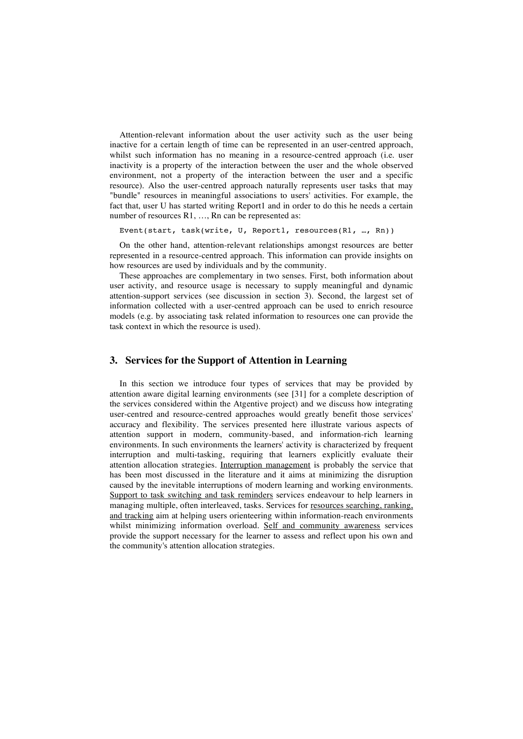Attention-relevant information about the user activity such as the user being inactive for a certain length of time can be represented in an user-centred approach, whilst such information has no meaning in a resource-centred approach (i.e. user inactivity is a property of the interaction between the user and the whole observed environment, not a property of the interaction between the user and a specific resource). Also the user-centred approach naturally represents user tasks that may "bundle" resources in meaningful associations to users' activities. For example, the fact that, user U has started writing Report1 and in order to do this he needs a certain number of resources R1, …, Rn can be represented as:

```
Event(start, task(write, U, Report1, resources(R1, …, Rn))
```

On the other hand, attention-relevant relationships amongst resources are better represented in a resource-centred approach. This information can provide insights on how resources are used by individuals and by the community.

These approaches are complementary in two senses. First, both information about user activity, and resource usage is necessary to supply meaningful and dynamic attention-support services (see discussion in section 3). Second, the largest set of information collected with a user-centred approach can be used to enrich resource models (e.g. by associating task related information to resources one can provide the task context in which the resource is used).

## 3. Services for the Support of Attention in Learning

In this section we introduce four types of services that may be provided by attention aware digital learning environments (see [31] for a complete description of the services considered within the Atgentive project) and we discuss how integrating user-centred and resource-centred approaches would greatly benefit those services' accuracy and flexibility. The services presented here illustrate various aspects of attention support in modern, community-based, and information-rich learning environments. In such environments the learners' activity is characterized by frequent interruption and multi-tasking, requiring that learners explicitly evaluate their attention allocation strategies. <u>Interruption management</u> is probably the service that has been most discussed in the literature and it aims at minimizing the disruption caused by the inevitable interruptions of modern learning and working environments. <u>Support to task switching and task reminders</u> services endeavour to help learners in managing multiple, often interleaved, tasks. Services for <u>resources searching, ranking, and tracking</u> aim at helping users orienteering within information-reach environments whilst minimizing information overload. <u>Self and community awareness</u> services provide the support necessary for the learner to assess and reflect upon his own and the community's attention allocation strategies.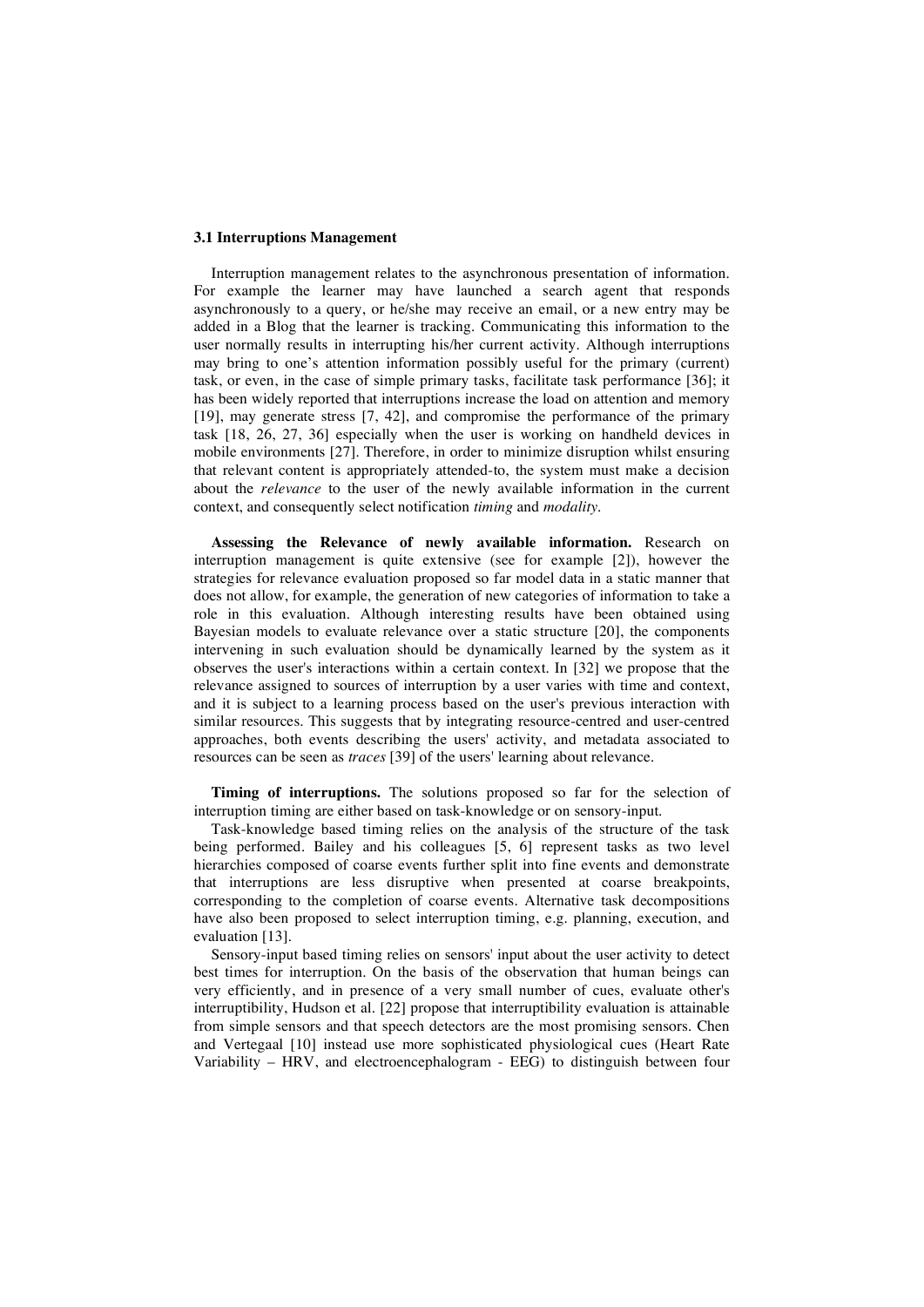### 3.1 Interruptions Management

Interruption management relates to the asynchronous presentation of information. For example the learner may have launched a search agent that responds asynchronously to a query, or he/she may receive an email, or a new entry may be added in a Blog that the learner is tracking. Communicating this information to the user normally results in interrupting his/her current activity. Although interruptions may bring to one's attention information possibly useful for the primary (current) task, or even, in the case of simple primary tasks, facilitate task performance [36]; it has been widely reported that interruptions increase the load on attention and memory [19], may generate stress [7, 42], and compromise the performance of the primary task [18, 26, 27, 36] especially when the user is working on handheld devices in mobile environments [27]. Therefore, in order to minimize disruption whilst ensuring that relevant content is appropriately attended-to, the system must make a decision about the *relevance* to the user of the newly available information in the current context, and consequently select notification *timing* and *modality*.

**Assessing the Relevance of newly available information.** Research on interruption management is quite extensive (see for example [2]), however the strategies for relevance evaluation proposed so far model data in a static manner that does not allow, for example, the generation of new categories of information to take a role in this evaluation. Although interesting results have been obtained using Bayesian models to evaluate relevance over a static structure [20], the components intervening in such evaluation should be dynamically learned by the system as it observes the user's interactions within a certain context. In [32] we propose that the relevance assigned to sources of interruption by a user varies with time and context, and it is subject to a learning process based on the user's previous interaction with similar resources. This suggests that by integrating resource-centred and user-centred approaches, both events describing the users' activity, and metadata associated to resources can be seen as *traces* [39] of the users' learning about relevance.

**Timing of interruptions.** The solutions proposed so far for the selection of interruption timing are either based on task-knowledge or on sensory-input.

Task-knowledge based timing relies on the analysis of the structure of the task being performed. Bailey and his colleagues [5, 6] represent tasks as two level hierarchies composed of coarse events further split into fine events and demonstrate that interruptions are less disruptive when presented at coarse breakpoints, corresponding to the completion of coarse events. Alternative task decompositions have also been proposed to select interruption timing, e.g. planning, execution, and evaluation [13].

Sensory-input based timing relies on sensors' input about the user activity to detect best times for interruption. On the basis of the observation that human beings can very efficiently, and in presence of a very small number of cues, evaluate other's interruptibility, Hudson et al. [22] propose that interruptibility evaluation is attainable from simple sensors and that speech detectors are the most promising sensors. Chen and Vertegaal [10] instead use more sophisticated physiological cues (Heart Rate Variability – HRV, and electroencephalogram - EEG) to distinguish between four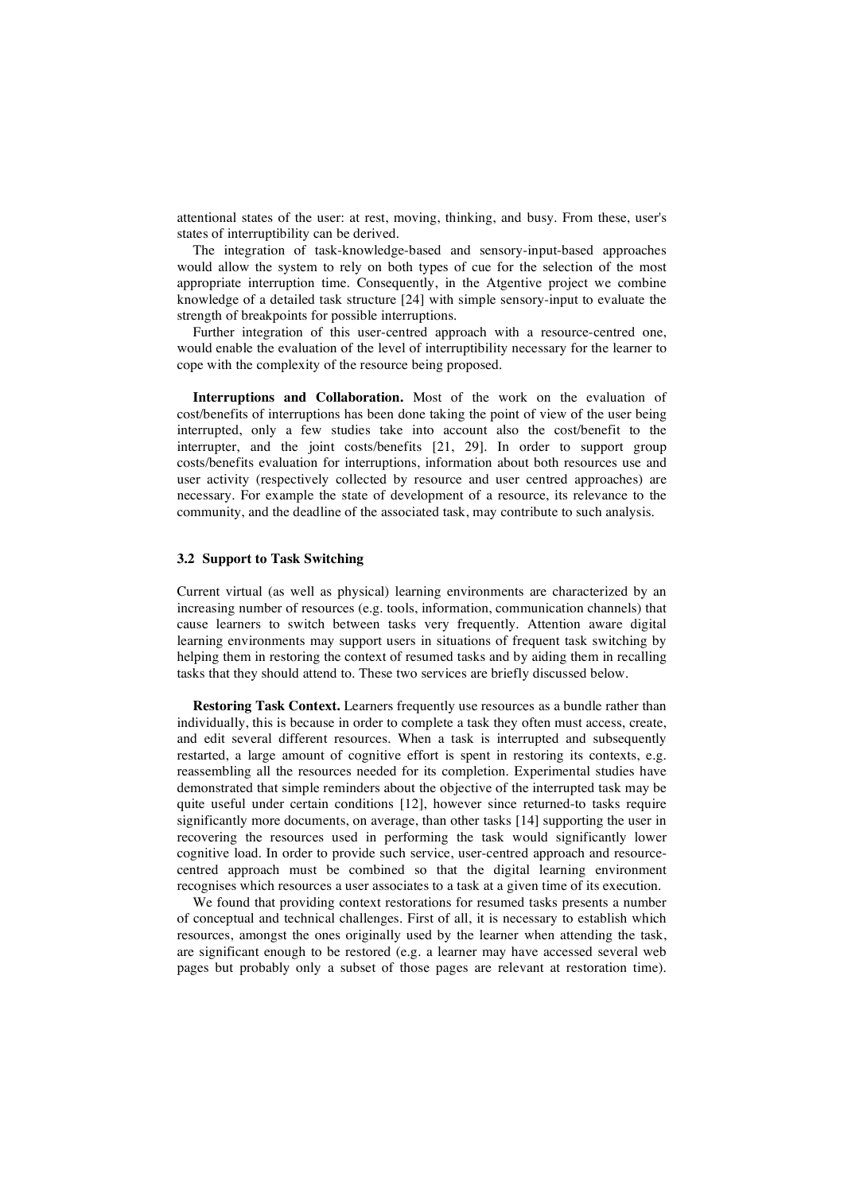attentional states of the user: at rest, moving, thinking, and busy. From these, user's states of interruptibility can be derived.

The integration of task-knowledge-based and sensory-input-based approaches would allow the system to rely on both types of cue for the selection of the most appropriate interruption time. Consequently, in the Atgentive project we combine knowledge of a detailed task structure [24] with simple sensory-input to evaluate the strength of breakpoints for possible interruptions.

Further integration of this user-centred approach with a resource-centred one, would enable the evaluation of the level of interruptibility necessary for the learner to cope with the complexity of the resource being proposed.

**Interruptions and Collaboration.** Most of the work on the evaluation of cost/benefits of interruptions has been done taking the point of view of the user being interrupted, only a few studies take into account also the cost/benefit to the interrupter, and the joint costs/benefits [21, 29]. In order to support group costs/benefits evaluation for interruptions, information about both resources use and user activity (respectively collected by resource and user centred approaches) are necessary. For example the state of development of a resource, its relevance to the community, and the deadline of the associated task, may contribute to such analysis.

### 3.2 Support to Task Switching

Current virtual (as well as physical) learning environments are characterized by an increasing number of resources (e.g. tools, information, communication channels) that cause learners to switch between tasks very frequently. Attention aware digital learning environments may support users in situations of frequent task switching by helping them in restoring the context of resumed tasks and by aiding them in recalling tasks that they should attend to. These two services are briefly discussed below.

**Restoring Task Context.** Learners frequently use resources as a bundle rather than individually, this is because in order to complete a task they often must access, create, and edit several different resources. When a task is interrupted and subsequently restarted, a large amount of cognitive effort is spent in restoring its contexts, e.g. reassembling all the resources needed for its completion. Experimental studies have demonstrated that simple reminders about the objective of the interrupted task may be quite useful under certain conditions [12], however since returned-to tasks require significantly more documents, on average, than other tasks [14] supporting the user in recovering the resources used in performing the task would significantly lower cognitive load. In order to provide such service, user-centred approach and resource-centred approach must be combined so that the digital learning environment recognises which resources a user associates to a task at a given time of its execution.

We found that providing context restorations for resumed tasks presents a number of conceptual and technical challenges. First of all, it is necessary to establish which resources, amongst the ones originally used by the learner when attending the task, are significant enough to be restored (e.g. a learner may have accessed several web pages but probably only a subset of those pages are relevant at restoration time).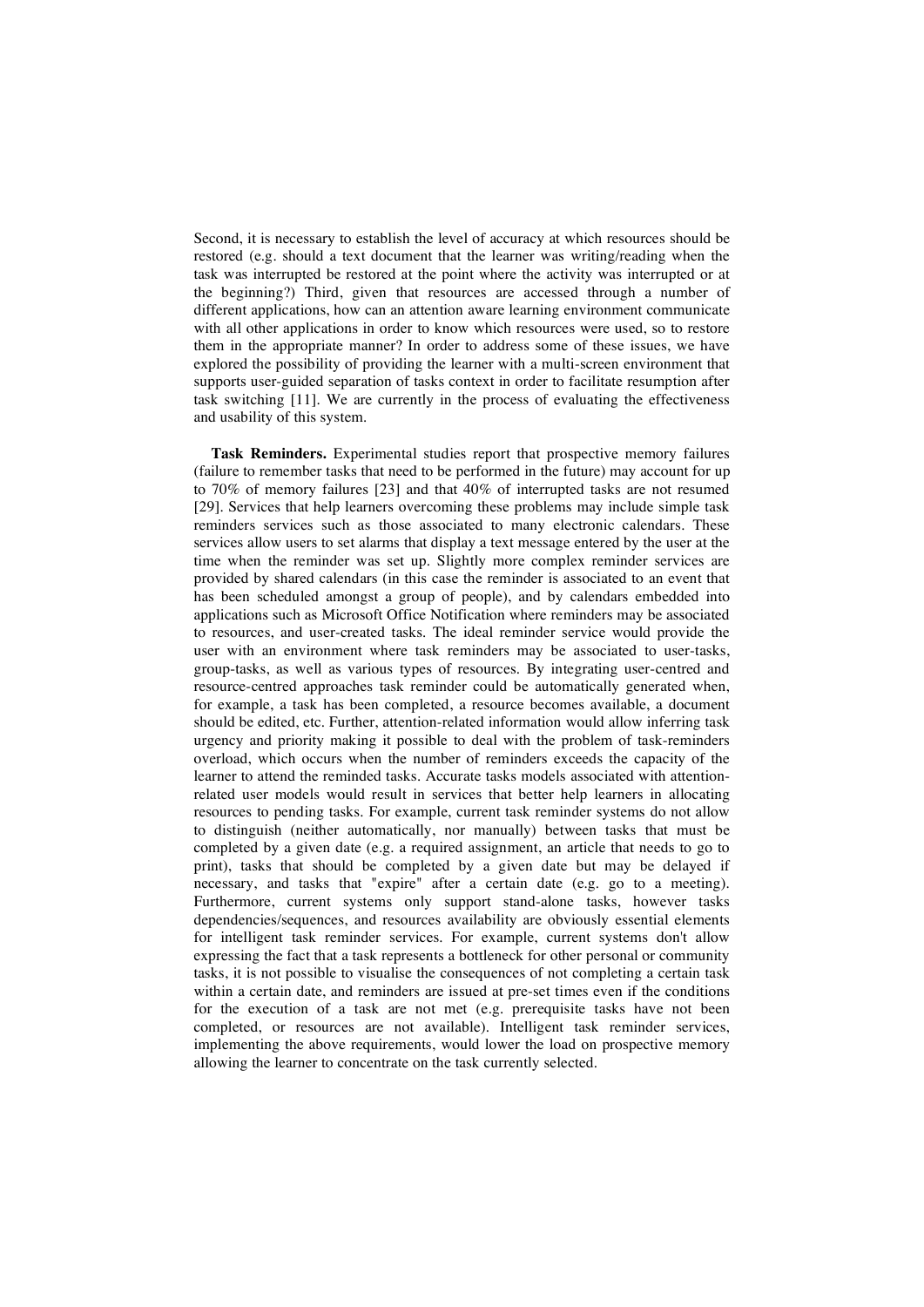Second, it is necessary to establish the level of accuracy at which resources should be restored (e.g. should a text document that the learner was writing/reading when the task was interrupted be restored at the point where the activity was interrupted or at the beginning?) Third, given that resources are accessed through a number of different applications, how can an attention aware learning environment communicate with all other applications in order to know which resources were used, so to restore them in the appropriate manner? In order to address some of these issues, we have explored the possibility of providing the learner with a multi-screen environment that supports user-guided separation of tasks context in order to facilitate resumption after task switching [11]. We are currently in the process of evaluating the effectiveness and usability of this system.

**Task Reminders.** Experimental studies report that prospective memory failures (failure to remember tasks that need to be performed in the future) may account for up to 70% of memory failures [23] and that 40% of interrupted tasks are not resumed [29]. Services that help learners overcoming these problems may include simple task reminders services such as those associated to many electronic calendars. These services allow users to set alarms that display a text message entered by the user at the time when the reminder was set up. Slightly more complex reminder services are provided by shared calendars (in this case the reminder is associated to an event that has been scheduled amongst a group of people), and by calendars embedded into applications such as Microsoft Office Notification where reminders may be associated to resources, and user-created tasks. The ideal reminder service would provide the user with an environment where task reminders may be associated to user-tasks, group-tasks, as well as various types of resources. By integrating user-centred and resource-centred approaches task reminder could be automatically generated when, for example, a task has been completed, a resource becomes available, a document should be edited, etc. Further, attention-related information would allow inferring task urgency and priority making it possible to deal with the problem of task-reminders overload, which occurs when the number of reminders exceeds the capacity of the learner to attend the reminded tasks. Accurate tasks models associated with attention-related user models would result in services that better help learners in allocating resources to pending tasks. For example, current task reminder systems do not allow to distinguish (neither automatically, nor manually) between tasks that must be completed by a given date (e.g. a required assignment, an article that needs to go to print), tasks that should be completed by a given date but may be delayed if necessary, and tasks that "expire" after a certain date (e.g. go to a meeting). Furthermore, current systems only support stand-alone tasks, however tasks dependencies/sequences, and resources availability are obviously essential elements for intelligent task reminder services. For example, current systems don't allow expressing the fact that a task represents a bottleneck for other personal or community tasks, it is not possible to visualise the consequences of not completing a certain task within a certain date, and reminders are issued at pre-set times even if the conditions for the execution of a task are not met (e.g. prerequisite tasks have not been completed, or resources are not available). Intelligent task reminder services, implementing the above requirements, would lower the load on prospective memory allowing the learner to concentrate on the task currently selected.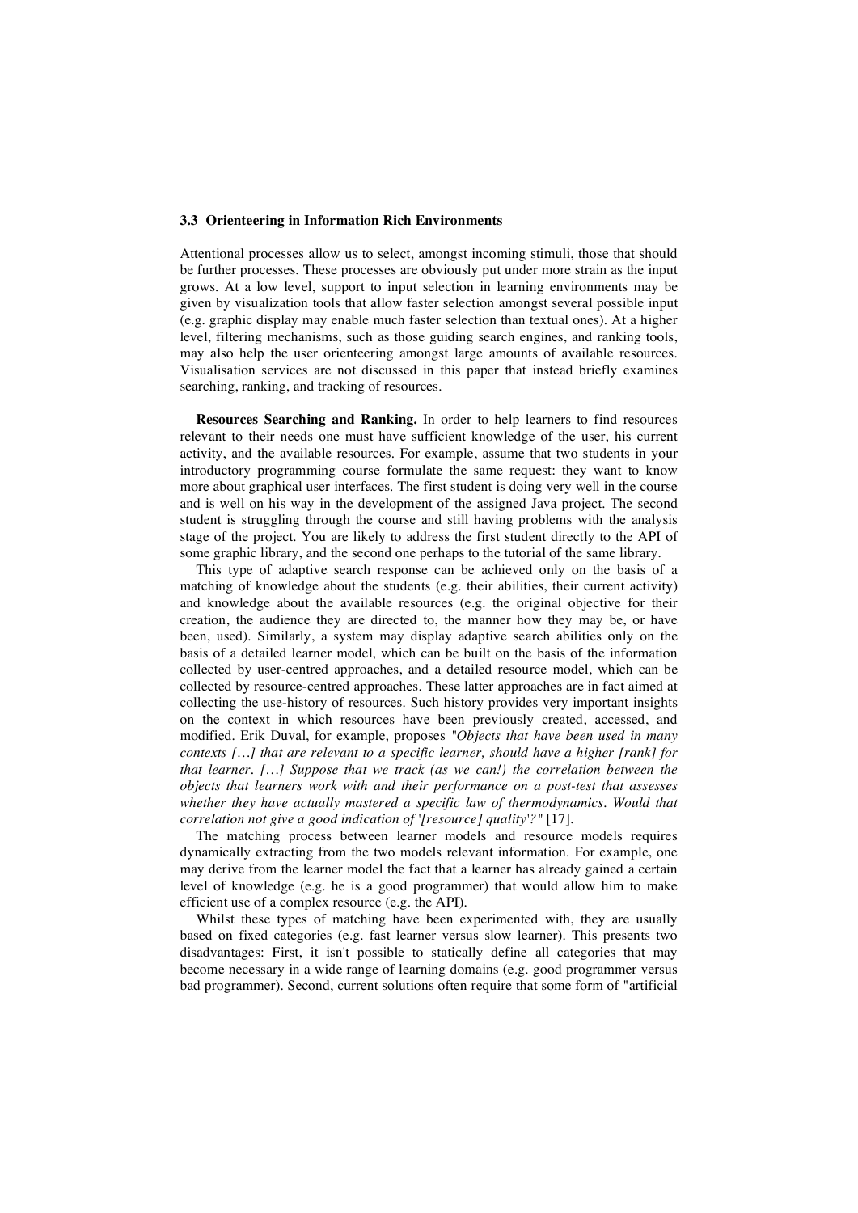### 3.3 Orienteering in Information Rich Environments

Attentional processes allow us to select, amongst incoming stimuli, those that should be further processes. These processes are obviously put under more strain as the input grows. At a low level, support to input selection in learning environments may be given by visualization tools that allow faster selection amongst several possible input (e.g. graphic display may enable much faster selection than textual ones). At a higher level, filtering mechanisms, such as those guiding search engines, and ranking tools, may also help the user orienteering amongst large amounts of available resources. Visualisation services are not discussed in this paper that instead briefly examines searching, ranking, and tracking of resources.

**Resources Searching and Ranking.** In order to help learners to find resources relevant to their needs one must have sufficient knowledge of the user, his current activity, and the available resources. For example, assume that two students in your introductory programming course formulate the same request: they want to know more about graphical user interfaces. The first student is doing very well in the course and is well on his way in the development of the assigned Java project. The second student is struggling through the course and still having problems with the analysis stage of the project. You are likely to address the first student directly to the API of some graphic library, and the second one perhaps to the tutorial of the same library.

This type of adaptive search response can be achieved only on the basis of a matching of knowledge about the students (e.g. their abilities, their current activity) and knowledge about the available resources (e.g. the original objective for their creation, the audience they are directed to, the manner how they may be, or have been, used). Similarly, a system may display adaptive search abilities only on the basis of a detailed learner model, which can be built on the basis of the information collected by user-centred approaches, and a detailed resource model, which can be collected by resource-centred approaches. These latter approaches are in fact aimed at collecting the use-history of resources. Such history provides very important insights on the context in which resources have been previously created, accessed, and modified. Erik Duval, for example, proposes "*Objects that have been used in many contexts […] that are relevant to a specific learner, should have a higher [rank] for that learner. […] Suppose that we track (as we can!) the correlation between the objects that learners work with and their performance on a post-test that assesses whether they have actually mastered a specific law of thermodynamics. Would that correlation not give a good indication of '[resource] quality'?*" [17].

The matching process between learner models and resource models requires dynamically extracting from the two models relevant information. For example, one may derive from the learner model the fact that a learner has already gained a certain level of knowledge (e.g. he is a good programmer) that would allow him to make efficient use of a complex resource (e.g. the API).

Whilst these types of matching have been experimented with, they are usually based on fixed categories (e.g. fast learner versus slow learner). This presents two disadvantages: First, it isn't possible to statically define all categories that may become necessary in a wide range of learning domains (e.g. good programmer versus bad programmer). Second, current solutions often require that some form of "artificial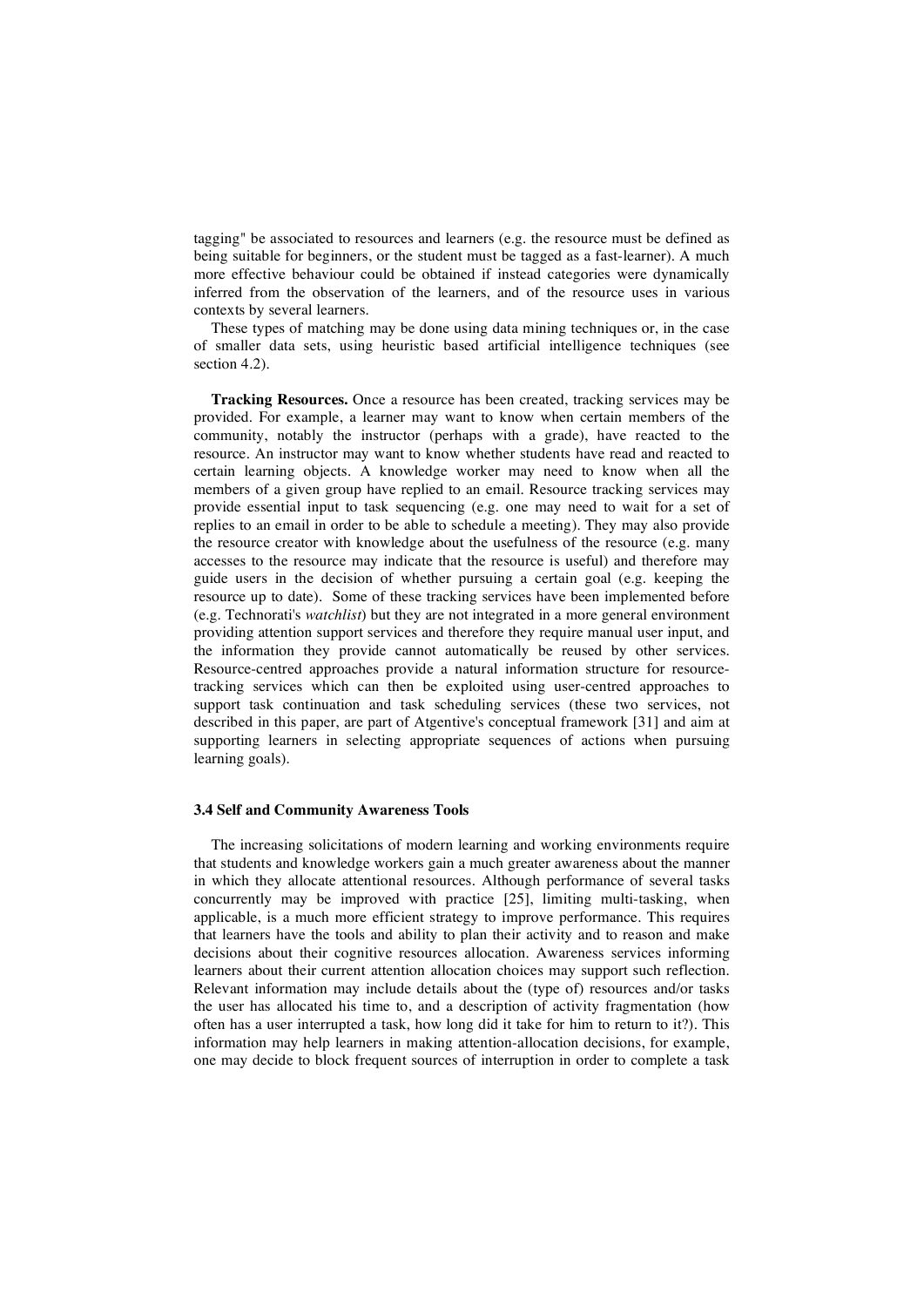tagging" be associated to resources and learners (e.g. the resource must be defined as being suitable for beginners, or the student must be tagged as a fast-learner). A much more effective behaviour could be obtained if instead categories were dynamically inferred from the observation of the learners, and of the resource uses in various contexts by several learners.

These types of matching may be done using data mining techniques or, in the case of smaller data sets, using heuristic based artificial intelligence techniques (see section 4.2).

**Tracking Resources.** Once a resource has been created, tracking services may be provided. For example, a learner may want to know when certain members of the community, notably the instructor (perhaps with a grade), have reacted to the resource. An instructor may want to know whether students have read and reacted to certain learning objects. A knowledge worker may need to know when all the members of a given group have replied to an email. Resource tracking services may provide essential input to task sequencing (e.g. one may need to wait for a set of replies to an email in order to be able to schedule a meeting). They may also provide the resource creator with knowledge about the usefulness of the resource (e.g. many accesses to the resource may indicate that the resource is useful) and therefore may guide users in the decision of whether pursuing a certain goal (e.g. keeping the resource up to date). Some of these tracking services have been implemented before (e.g. Technorati's *watchlist*) but they are not integrated in a more general environment providing attention support services and therefore they require manual user input, and the information they provide cannot automatically be reused by other services. Resource-centred approaches provide a natural information structure for resource-tracking services which can then be exploited using user-centred approaches to support task continuation and task scheduling services (these two services, not described in this paper, are part of Atgentive's conceptual framework [31] and aim at supporting learners in selecting appropriate sequences of actions when pursuing learning goals).

### 3.4 Self and Community Awareness Tools

The increasing solicitations of modern learning and working environments require that students and knowledge workers gain a much greater awareness about the manner in which they allocate attentional resources. Although performance of several tasks concurrently may be improved with practice [25], limiting multi-tasking, when applicable, is a much more efficient strategy to improve performance. This requires that learners have the tools and ability to plan their activity and to reason and make decisions about their cognitive resources allocation. Awareness services informing learners about their current attention allocation choices may support such reflection. Relevant information may include details about the (type of) resources and/or tasks the user has allocated his time to, and a description of activity fragmentation (how often has a user interrupted a task, how long did it take for him to return to it?). This information may help learners in making attention-allocation decisions, for example, one may decide to block frequent sources of interruption in order to complete a task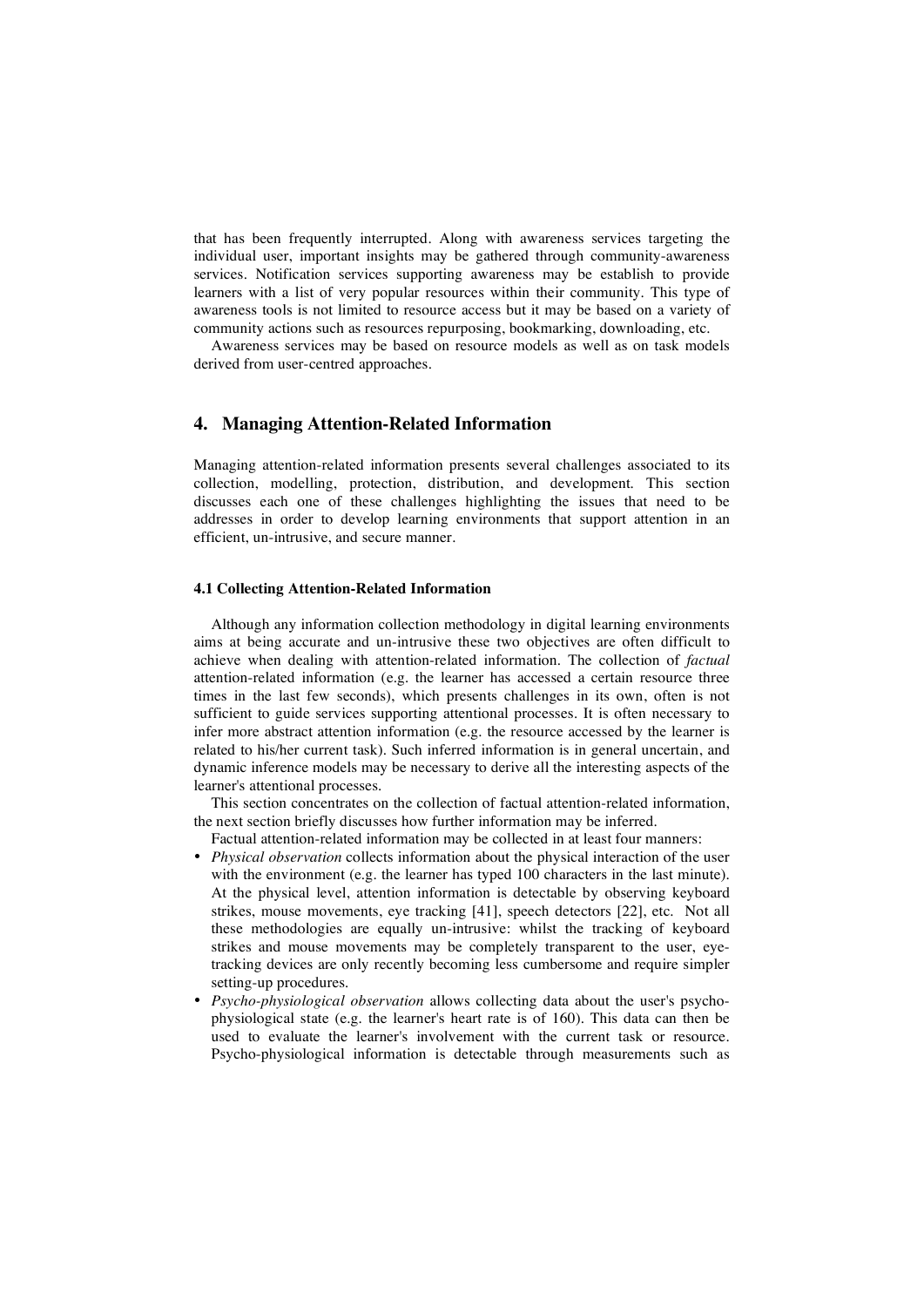that has been frequently interrupted. Along with awareness services targeting the individual user, important insights may be gathered through community-awareness services. Notification services supporting awareness may be establish to provide learners with a list of very popular resources within their community. This type of awareness tools is not limited to resource access but it may be based on a variety of community actions such as resources repurposing, bookmarking, downloading, etc.

Awareness services may be based on resource models as well as on task models derived from user-centred approaches.

## 4. Managing Attention-Related Information

Managing attention-related information presents several challenges associated to its collection, modelling, protection, distribution, and development. This section discusses each one of these challenges highlighting the issues that need to be addresses in order to develop learning environments that support attention in an efficient, un-intrusive, and secure manner.

### 4.1 Collecting Attention-Related Information

Although any information collection methodology in digital learning environments aims at being accurate and un-intrusive these two objectives are often difficult to achieve when dealing with attention-related information. The collection of *factual* attention-related information (e.g. the learner has accessed a certain resource three times in the last few seconds), which presents challenges in its own, often is not sufficient to guide services supporting attentional processes. It is often necessary to infer more abstract attention information (e.g. the resource accessed by the learner is related to his/her current task). Such inferred information is in general uncertain, and dynamic inference models may be necessary to derive all the interesting aspects of the learner's attentional processes.

This section concentrates on the collection of factual attention-related information, the next section briefly discusses how further information may be inferred.

Factual attention-related information may be collected in at least four manners:

- *Physical observation* collects information about the physical interaction of the user with the environment (e.g. the learner has typed 100 characters in the last minute). At the physical level, attention information is detectable by observing keyboard strikes, mouse movements, eye tracking [41], speech detectors [22], etc. Not all these methodologies are equally un-intrusive: whilst the tracking of keyboard strikes and mouse movements may be completely transparent to the user, eye-tracking devices are only recently becoming less cumbersome and require simpler setting-up procedures.
- *Psycho-physiological observation* allows collecting data about the user's psycho-physiological state (e.g. the learner's heart rate is of 160). This data can then be used to evaluate the learner's involvement with the current task or resource. Psycho-physiological information is detectable through measurements such as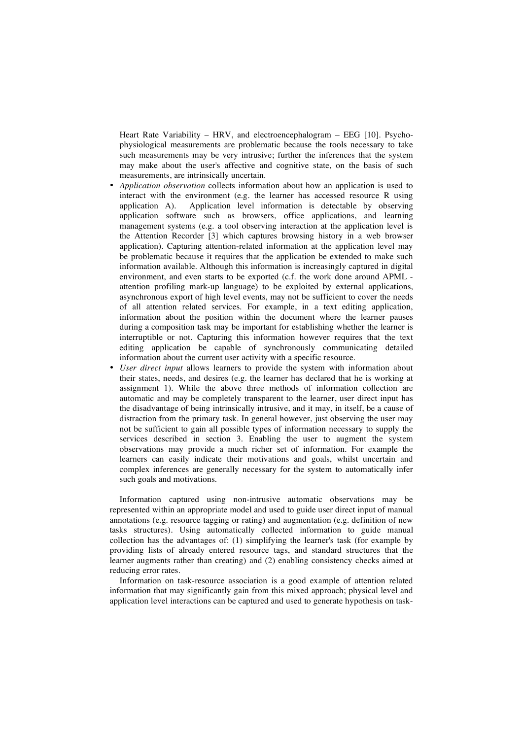Heart Rate Variability – HRV, and electroencephalogram – EEG [10]. Psycho-physiological measurements are problematic because the tools necessary to take such measurements may be very intrusive; further the inferences that the system may make about the user's affective and cognitive state, on the basis of such measurements, are intrinsically uncertain.

- *Application observation* collects information about how an application is used to interact with the environment (e.g. the learner has accessed resource R using application A). Application level information is detectable by observing application software such as browsers, office applications, and learning management systems (e.g. a tool observing interaction at the application level is the Attention Recorder [3] which captures browsing history in a web browser application). Capturing attention-related information at the application level may be problematic because it requires that the application be extended to make such information available. Although this information is increasingly captured in digital environment, and even starts to be exported (c.f. the work done around APML - attention profiling mark-up language) to be exploited by external applications, asynchronous export of high level events, may not be sufficient to cover the needs of all attention related services. For example, in a text editing application, information about the position within the document where the learner pauses during a composition task may be important for establishing whether the learner is interruptible or not. Capturing this information however requires that the text editing application be capable of synchronously communicating detailed information about the current user activity with a specific resource.
- *User direct input* allows learners to provide the system with information about their states, needs, and desires (e.g. the learner has declared that he is working at assignment 1). While the above three methods of information collection are automatic and may be completely transparent to the learner, user direct input has the disadvantage of being intrinsically intrusive, and it may, in itself, be a cause of distraction from the primary task. In general however, just observing the user may not be sufficient to gain all possible types of information necessary to supply the services described in section 3. Enabling the user to augment the system observations may provide a much richer set of information. For example the learners can easily indicate their motivations and goals, whilst uncertain and complex inferences are generally necessary for the system to automatically infer such goals and motivations.

Information captured using non-intrusive automatic observations may be represented within an appropriate model and used to guide user direct input of manual annotations (e.g. resource tagging or rating) and augmentation (e.g. definition of new tasks structures). Using automatically collected information to guide manual collection has the advantages of: (1) simplifying the learner's task (for example by providing lists of already entered resource tags, and standard structures that the learner augments rather than creating) and (2) enabling consistency checks aimed at reducing error rates.

Information on task-resource association is a good example of attention related information that may significantly gain from this mixed approach; physical level and application level interactions can be captured and used to generate hypothesis on task-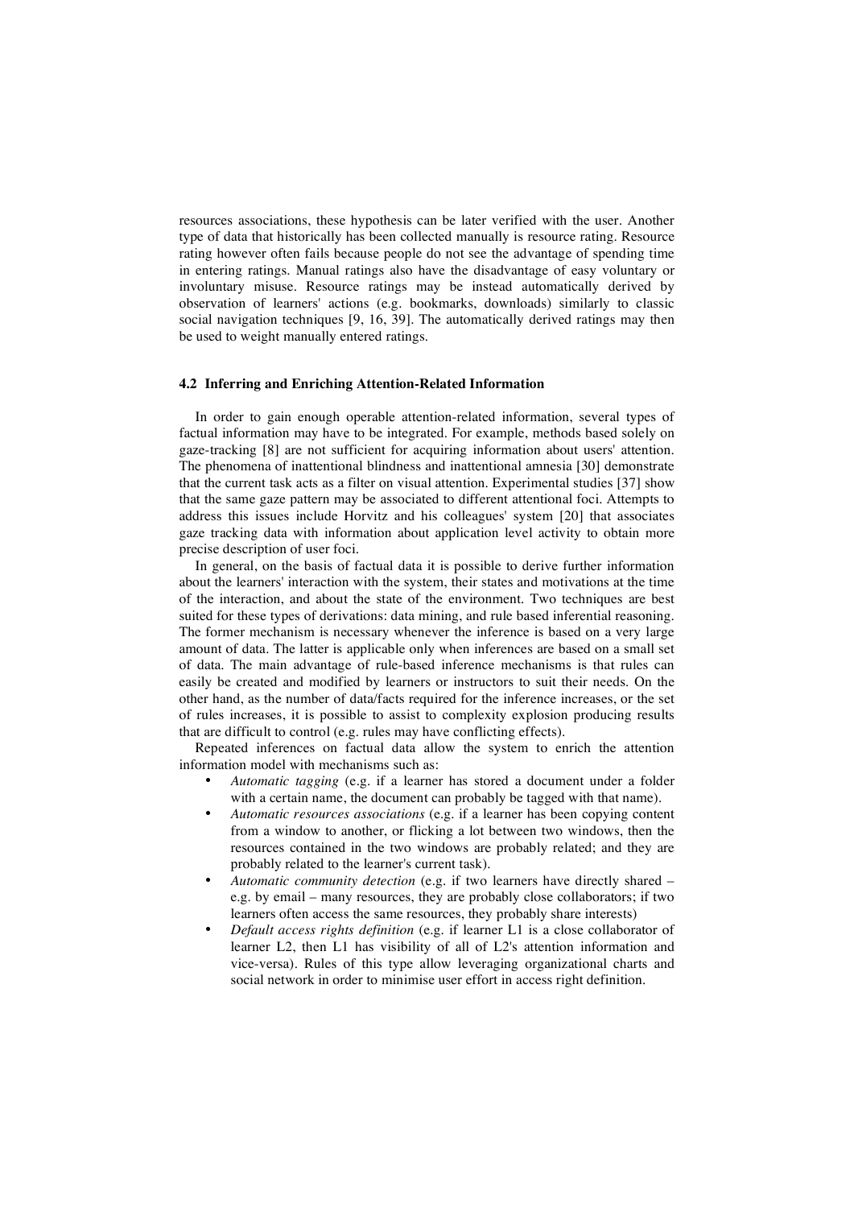resources associations, these hypothesis can be later verified with the user. Another type of data that historically has been collected manually is resource rating. Resource rating however often fails because people do not see the advantage of spending time in entering ratings. Manual ratings also have the disadvantage of easy voluntary or involuntary misuse. Resource ratings may be instead automatically derived by observation of learners' actions (e.g. bookmarks, downloads) similarly to classic social navigation techniques [9, 16, 39]. The automatically derived ratings may then be used to weight manually entered ratings.

### 4.2 Inferring and Enriching Attention-Related Information

In order to gain enough operable attention-related information, several types of factual information may have to be integrated. For example, methods based solely on gaze-tracking [8] are not sufficient for acquiring information about users' attention. The phenomena of inattentional blindness and inattentional amnesia [30] demonstrate that the current task acts as a filter on visual attention. Experimental studies [37] show that the same gaze pattern may be associated to different attentional foci. Attempts to address this issues include Horvitz and his colleagues' system [20] that associates gaze tracking data with information about application level activity to obtain more precise description of user foci.

In general, on the basis of factual data it is possible to derive further information about the learners' interaction with the system, their states and motivations at the time of the interaction, and about the state of the environment. Two techniques are best suited for these types of derivations: data mining, and rule based inferential reasoning. The former mechanism is necessary whenever the inference is based on a very large amount of data. The latter is applicable only when inferences are based on a small set of data. The main advantage of rule-based inference mechanisms is that rules can easily be created and modified by learners or instructors to suit their needs. On the other hand, as the number of data/facts required for the inference increases, or the set of rules increases, it is possible to assist to complexity explosion producing results that are difficult to control (e.g. rules may have conflicting effects).

Repeated inferences on factual data allow the system to enrich the attention information model with mechanisms such as:

- *Automatic tagging* (e.g. if a learner has stored a document under a folder with a certain name, the document can probably be tagged with that name).
- *Automatic resources associations* (e.g. if a learner has been copying content from a window to another, or flicking a lot between two windows, then the resources contained in the two windows are probably related; and they are probably related to the learner's current task).
- *Automatic community detection* (e.g. if two learners have directly shared – e.g. by email – many resources, they are probably close collaborators; if two learners often access the same resources, they probably share interests)
- *Default access rights definition* (e.g. if learner L1 is a close collaborator of learner L2, then L1 has visibility of all of L2's attention information and vice-versa). Rules of this type allow leveraging organizational charts and social network in order to minimise user effort in access right definition.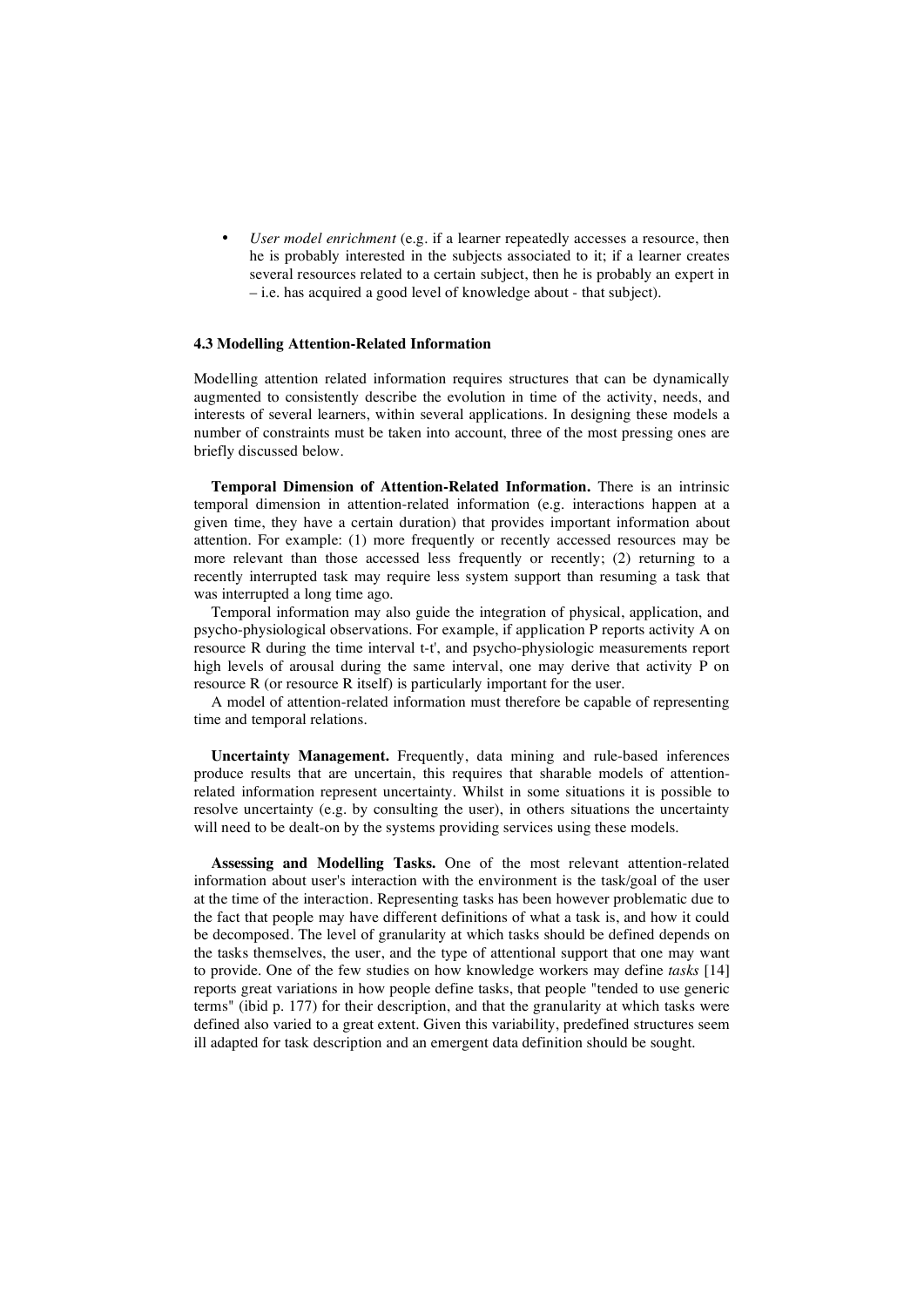- *User model enrichment* (e.g. if a learner repeatedly accesses a resource, then he is probably interested in the subjects associated to it; if a learner creates several resources related to a certain subject, then he is probably an expert in – i.e. has acquired a good level of knowledge about - that subject).

### 4.3 Modelling Attention-Related Information

Modelling attention related information requires structures that can be dynamically augmented to consistently describe the evolution in time of the activity, needs, and interests of several learners, within several applications. In designing these models a number of constraints must be taken into account, three of the most pressing ones are briefly discussed below.

**Temporal Dimension of Attention-Related Information.** There is an intrinsic temporal dimension in attention-related information (e.g. interactions happen at a given time, they have a certain duration) that provides important information about attention. For example: (1) more frequently or recently accessed resources may be more relevant than those accessed less frequently or recently; (2) returning to a recently interrupted task may require less system support than resuming a task that was interrupted a long time ago.

Temporal information may also guide the integration of physical, application, and psycho-physiological observations. For example, if application P reports activity A on resource R during the time interval t-t', and psycho-physiologic measurements report high levels of arousal during the same interval, one may derive that activity P on resource R (or resource R itself) is particularly important for the user.

A model of attention-related information must therefore be capable of representing time and temporal relations.

**Uncertainty Management.** Frequently, data mining and rule-based inferences produce results that are uncertain, this requires that sharable models of attention-related information represent uncertainty. Whilst in some situations it is possible to resolve uncertainty (e.g. by consulting the user), in others situations the uncertainty will need to be dealt-on by the systems providing services using these models.

**Assessing and Modelling Tasks.** One of the most relevant attention-related information about user's interaction with the environment is the task/goal of the user at the time of the interaction. Representing tasks has been however problematic due to the fact that people may have different definitions of what a task is, and how it could be decomposed. The level of granularity at which tasks should be defined depends on the tasks themselves, the user, and the type of attentional support that one may want to provide. One of the few studies on how knowledge workers may define *tasks* [14] reports great variations in how people define tasks, that people "tended to use generic terms" (ibid p. 177) for their description, and that the granularity at which tasks were defined also varied to a great extent. Given this variability, predefined structures seem ill adapted for task description and an emergent data definition should be sought.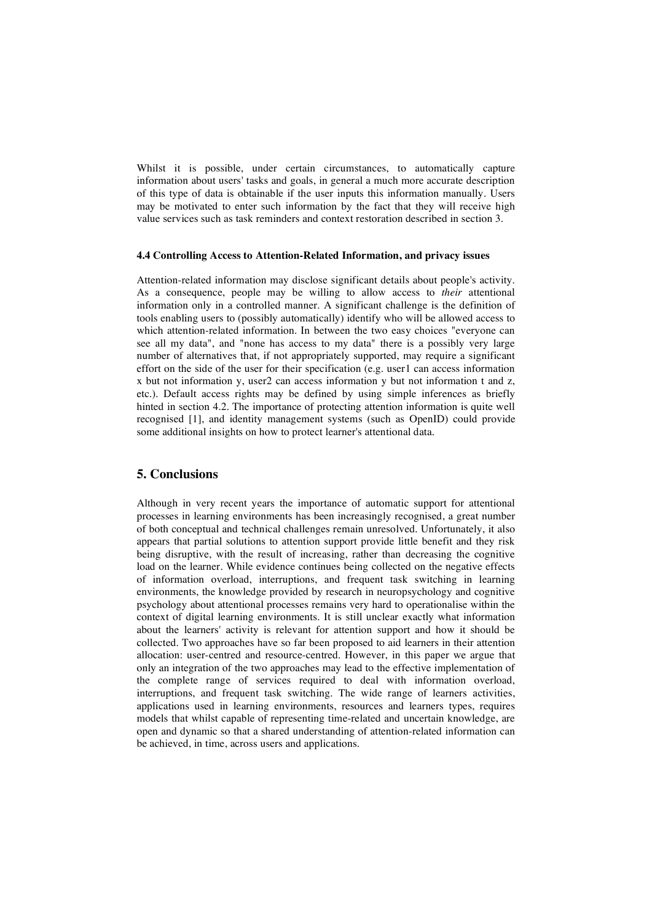Whilst it is possible, under certain circumstances, to automatically capture information about users' tasks and goals, in general a much more accurate description of this type of data is obtainable if the user inputs this information manually. Users may be motivated to enter such information by the fact that they will receive high value services such as task reminders and context restoration described in section 3.

### 4.4 Controlling Access to Attention-Related Information, and privacy issues

Attention-related information may disclose significant details about people's activity. As a consequence, people may be willing to allow access to *their* attentional information only in a controlled manner. A significant challenge is the definition of tools enabling users to (possibly automatically) identify who will be allowed access to which attention-related information. In between the two easy choices "everyone can see all my data", and "none has access to my data" there is a possibly very large number of alternatives that, if not appropriately supported, may require a significant effort on the side of the user for their specification (e.g. user1 can access information x but not information y, user2 can access information y but not information t and z, etc.). Default access rights may be defined by using simple inferences as briefly hinted in section 4.2. The importance of protecting attention information is quite well recognised [1], and identity management systems (such as OpenID) could provide some additional insights on how to protect learner's attentional data.

## 5. Conclusions

Although in very recent years the importance of automatic support for attentional processes in learning environments has been increasingly recognised, a great number of both conceptual and technical challenges remain unresolved. Unfortunately, it also appears that partial solutions to attention support provide little benefit and they risk being disruptive, with the result of increasing, rather than decreasing the cognitive load on the learner. While evidence continues being collected on the negative effects of information overload, interruptions, and frequent task switching in learning environments, the knowledge provided by research in neuropsychology and cognitive psychology about attentional processes remains very hard to operationalise within the context of digital learning environments. It is still unclear exactly what information about the learners' activity is relevant for attention support and how it should be collected. Two approaches have so far been proposed to aid learners in their attention allocation: user-centred and resource-centred. However, in this paper we argue that only an integration of the two approaches may lead to the effective implementation of the complete range of services required to deal with information overload, interruptions, and frequent task switching. The wide range of learners activities, applications used in learning environments, resources and learners types, requires models that whilst capable of representing time-related and uncertain knowledge, are open and dynamic so that a shared understanding of attention-related information can be achieved, in time, across users and applications.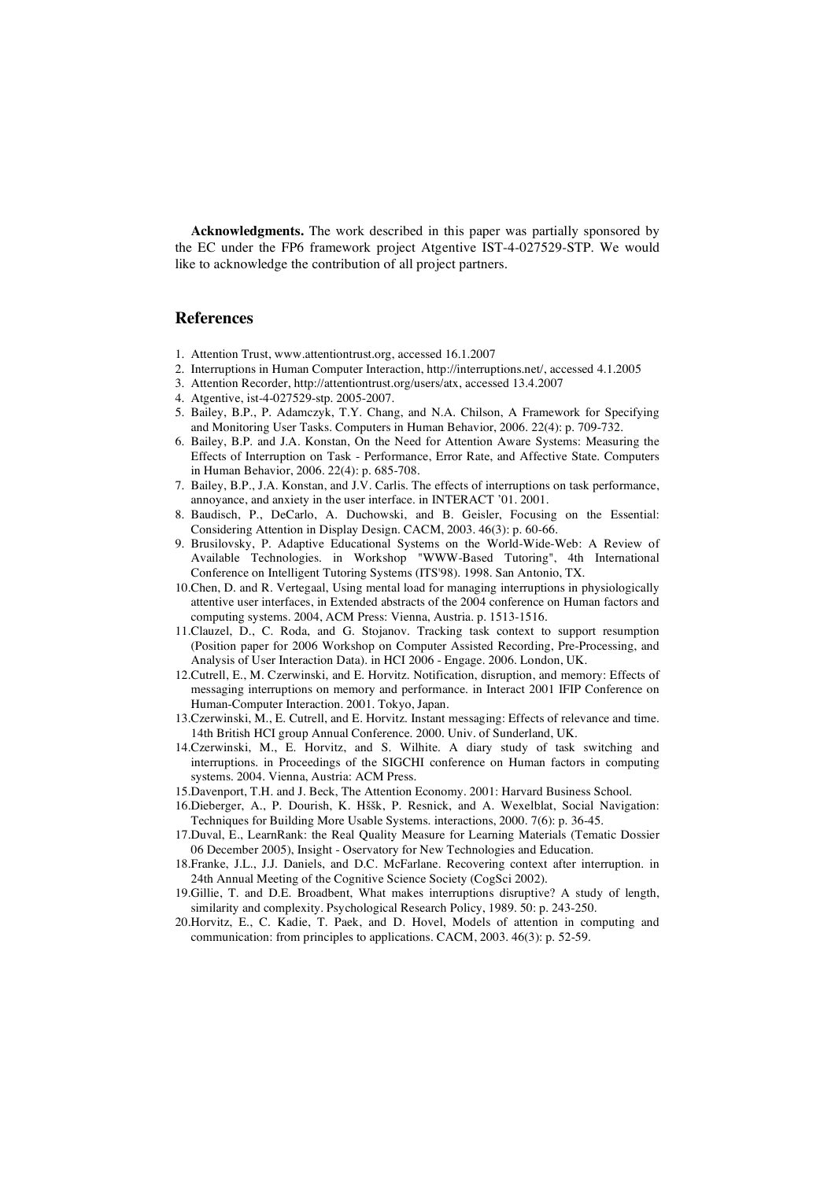**Acknowledgments.** The work described in this paper was partially sponsored by the EC under the FP6 framework project Atgentive IST-4-027529-STP. We would like to acknowledge the contribution of all project partners.

## References

1. Attention Trust, www.attentiontrust.org, accessed 16.1.2007
2. Interruptions in Human Computer Interaction, http://interruptions.net/, accessed 4.1.2005
3. Attention Recorder, http://attentiontrust.org/users/atx, accessed 13.4.2007
4. Atgentive, ist-4-027529-stp. 2005-2007.
5. Bailey, B.P., P. Adamczyk, T.Y. Chang, and N.A. Chilson, A Framework for Specifying and Monitoring User Tasks. Computers in Human Behavior, 2006. 22(4): p. 709-732.
6. Bailey, B.P. and J.A. Konstan, On the Need for Attention Aware Systems: Measuring the Effects of Interruption on Task - Performance, Error Rate, and Affective State. Computers in Human Behavior, 2006. 22(4): p. 685-708.
7. Bailey, B.P., J.A. Konstan, and J.V. Carlis. The effects of interruptions on task performance, annoyance, and anxiety in the user interface. in INTERACT '01. 2001.
8. Baudisch, P., DeCarlo, A. Duchowski, and B. Geisler, Focusing on the Essential: Considering Attention in Display Design. CACM, 2003. 46(3): p. 60-66.
9. Brusilovsky, P. Adaptive Educational Systems on the World-Wide-Web: A Review of Available Technologies. in Workshop "WWW-Based Tutoring", 4th International Conference on Intelligent Tutoring Systems (ITS'98). 1998. San Antonio, TX.
10. Chen, D. and R. Vertegaal, Using mental load for managing interruptions in physiologically attentive user interfaces, in Extended abstracts of the 2004 conference on Human factors and computing systems. 2004, ACM Press: Vienna, Austria. p. 1513-1516.
11. Clauzel, D., C. Roda, and G. Stojanov. Tracking task context to support resumption (Position paper for 2006 Workshop on Computer Assisted Recording, Pre-Processing, and Analysis of User Interaction Data). in HCI 2006 - Engage. 2006. London, UK.
12. Cutrell, E., M. Czerwinski, and E. Horvitz. Notification, disruption, and memory: Effects of messaging interruptions on memory and performance. in Interact 2001 IFIP Conference on Human-Computer Interaction. 2001. Tokyo, Japan.
13. Czerwinski, M., E. Cutrell, and E. Horvitz. Instant messaging: Effects of relevance and time. 14th British HCI group Annual Conference. 2000. Univ. of Sunderland, UK.
14. Czerwinski, M., E. Horvitz, and S. Wilhite. A diary study of task switching and interruptions. in Proceedings of the SIGCHI conference on Human factors in computing systems. 2004. Vienna, Austria: ACM Press.
15. Davenport, T.H. and J. Beck, The Attention Economy. 2001: Harvard Business School.
16. Dieberger, A., P. Dourish, K. Hšśk, P. Resnick, and A. Wexelblat, Social Navigation: Techniques for Building More Usable Systems. interactions, 2000. 7(6): p. 36-45.
17. Duval, E., LearnRank: the Real Quality Measure for Learning Materials (Tematic Dossier 06 December 2005), Insight - Oservatory for New Technologies and Education.
18. Franke, J.L., J.J. Daniels, and D.C. McFarlane. Recovering context after interruption. in 24th Annual Meeting of the Cognitive Science Society (CogSci 2002).
19. Gillie, T. and D.E. Broadbent, What makes interruptions disruptive? A study of length, similarity and complexity. Psychological Research Policy, 1989. 50: p. 243-250.
20. Horvitz, E., C. Kadie, T. Paek, and D. Hovel, Models of attention in computing and communication: from principles to applications. CACM, 2003. 46(3): p. 52-59.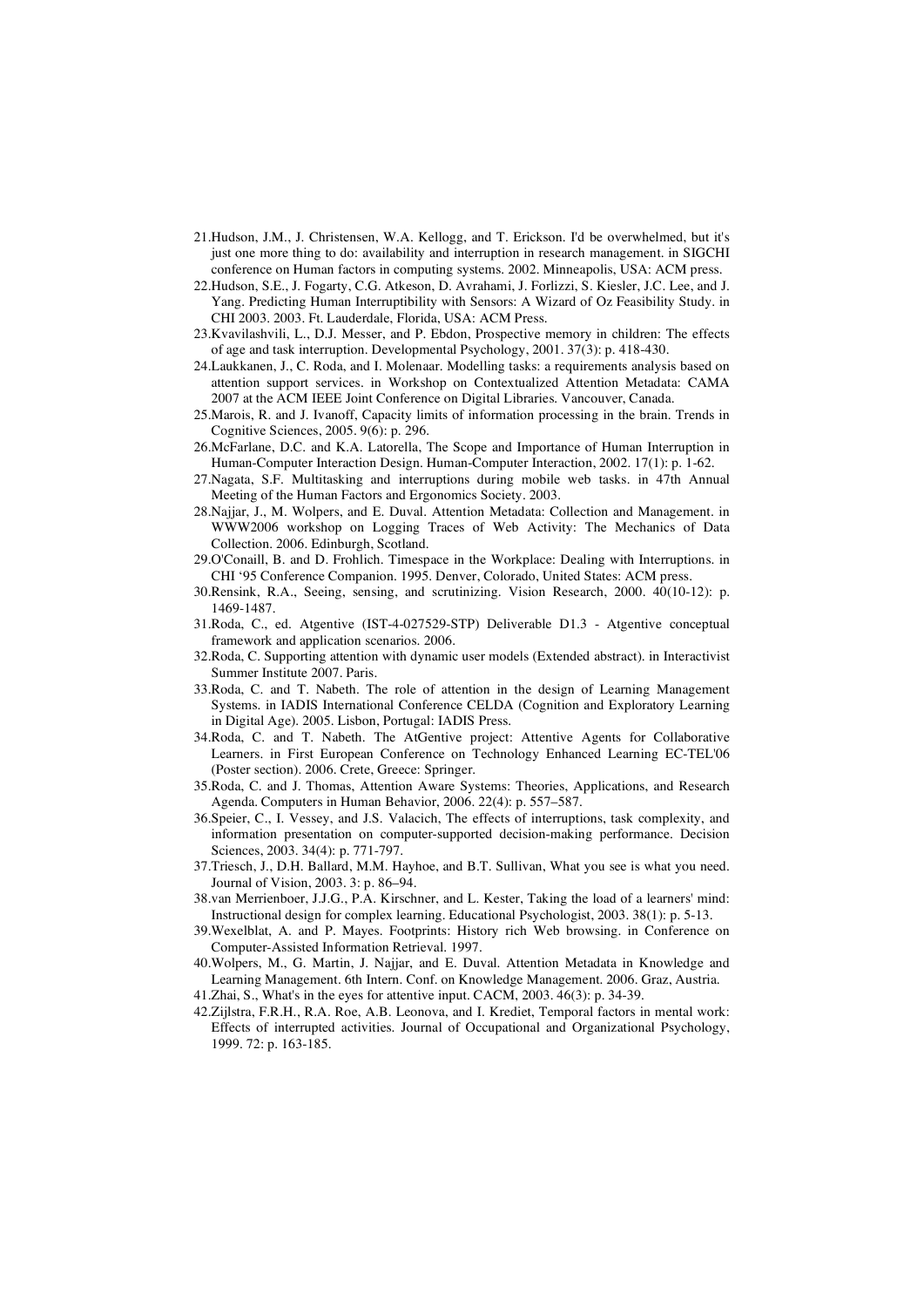21.Hudson, J.M., J. Christensen, W.A. Kellogg, and T. Erickson. I'd be overwhelmed, but it's just one more thing to do: availability and interruption in research management. in SIGCHI conference on Human factors in computing systems. 2002. Minneapolis, USA: ACM press.

22.Hudson, S.E., J. Fogarty, C.G. Atkeson, D. Avrahami, J. Forlizzi, S. Kiesler, J.C. Lee, and J. Yang. Predicting Human Interruptibility with Sensors: A Wizard of Oz Feasibility Study. in CHI 2003. 2003. Ft. Lauderdale, Florida, USA: ACM Press.

23.Kvavilashvili, L., D.J. Messer, and P. Ebdon, Prospective memory in children: The effects of age and task interruption. Developmental Psychology, 2001. 37(3): p. 418-430.

24.Laukkanen, J., C. Roda, and I. Molenaar. Modelling tasks: a requirements analysis based on attention support services. in Workshop on Contextualized Attention Metadata: CAMA 2007 at the ACM IEEE Joint Conference on Digital Libraries. Vancouver, Canada.

25.Marois, R. and J. Ivanoff, Capacity limits of information processing in the brain. Trends in Cognitive Sciences, 2005. 9(6): p. 296.

26.McFarlane, D.C. and K.A. Latorella, The Scope and Importance of Human Interruption in Human-Computer Interaction Design. Human-Computer Interaction, 2002. 17(1): p. 1-62.

27.Nagata, S.F. Multitasking and interruptions during mobile web tasks. in 47th Annual Meeting of the Human Factors and Ergonomics Society. 2003.

28.Najjar, J., M. Wolpers, and E. Duval. Attention Metadata: Collection and Management. in WWW2006 workshop on Logging Traces of Web Activity: The Mechanics of Data Collection. 2006. Edinburgh, Scotland.

29.O'Conaill, B. and D. Frohlich. Timespace in the Workplace: Dealing with Interruptions. in CHI '95 Conference Companion. 1995. Denver, Colorado, United States: ACM press.

30.Rensink, R.A., Seeing, sensing, and scrutinizing. Vision Research, 2000. 40(10-12): p. 1469-1487.

31.Roda, C., ed. Atgentive (IST-4-027529-STP) Deliverable D1.3 - Atgentive conceptual framework and application scenarios. 2006.

32.Roda, C. Supporting attention with dynamic user models (Extended abstract). in Interactivist Summer Institute 2007. Paris.

33.Roda, C. and T. Nabeth. The role of attention in the design of Learning Management Systems. in IADIS International Conference CELDA (Cognition and Exploratory Learning in Digital Age). 2005. Lisbon, Portugal: IADIS Press.

34.Roda, C. and T. Nabeth. The AtGentive project: Attentive Agents for Collaborative Learners. in First European Conference on Technology Enhanced Learning EC-TEL'06 (Poster section). 2006. Crete, Greece: Springer.

35.Roda, C. and J. Thomas, Attention Aware Systems: Theories, Applications, and Research Agenda. Computers in Human Behavior, 2006. 22(4): p. 557–587.

36.Speier, C., I. Vessey, and J.S. Valacich, The effects of interruptions, task complexity, and information presentation on computer-supported decision-making performance. Decision Sciences, 2003. 34(4): p. 771-797.

37.Triesch, J., D.H. Ballard, M.M. Hayhoe, and B.T. Sullivan, What you see is what you need. Journal of Vision, 2003. 3: p. 86–94.

38.van Merrienboer, J.J.G., P.A. Kirschner, and L. Kester, Taking the load of a learners' mind: Instructional design for complex learning. Educational Psychologist, 2003. 38(1): p. 5-13.

39.Wexelblat, A. and P. Mayes. Footprints: History rich Web browsing. in Conference on Computer-Assisted Information Retrieval. 1997.

40.Wolpers, M., G. Martin, J. Najjar, and E. Duval. Attention Metadata in Knowledge and Learning Management. 6th Intern. Conf. on Knowledge Management. 2006. Graz, Austria.

41.Zhai, S., What's in the eyes for attentive input. CACM, 2003. 46(3): p. 34-39.

42.Zijlstra, F.R.H., R.A. Roe, A.B. Leonova, and I. Krediet, Temporal factors in mental work: Effects of interrupted activities. Journal of Occupational and Organizational Psychology, 1999. 72: p. 163-185.